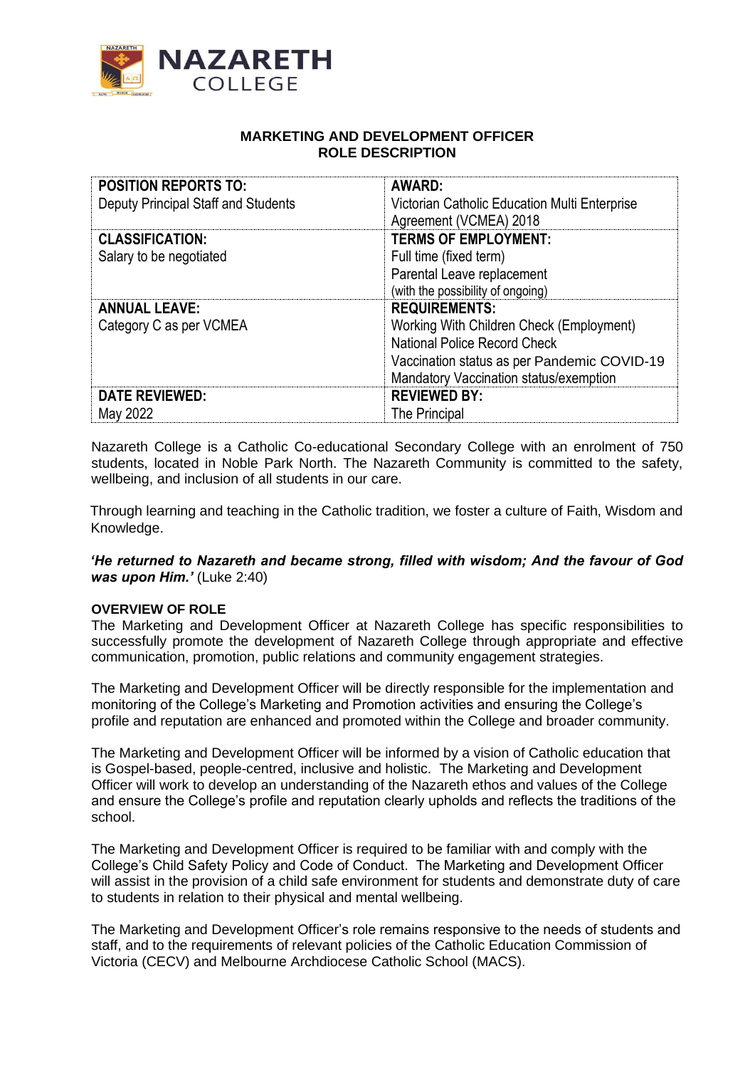NAZARETH COLLEGE

# MARKETING AND DEVELOPMENT OFFICER
## ROLE DESCRIPTION

| **POSITION REPORTS TO:**<br>Deputy Principal Staff and Students | **AWARD:**<br>Victorian Catholic Education Multi Enterprise Agreement (VCMEA) 2018 |
|---|---|
| **CLASSIFICATION:**<br>Salary to be negotiated | **TERMS OF EMPLOYMENT:**<br>Full time (fixed term)<br>Parental Leave replacement<br>(with the possibility of ongoing) |
| **ANNUAL LEAVE:**<br>Category C as per VCMEA | **REQUIREMENTS:**<br>Working With Children Check (Employment)<br>National Police Record Check<br>Vaccination status as per Pandemic COVID-19 Mandatory Vaccination status/exemption |
| **DATE REVIEWED:**<br>May 2022 | **REVIEWED BY:**<br>The Principal |

Nazareth College is a Catholic Co-educational Secondary College with an enrolment of 750 students, located in Noble Park North. The Nazareth Community is committed to the safety, wellbeing, and inclusion of all students in our care.

Through learning and teaching in the Catholic tradition, we foster a culture of Faith, Wisdom and Knowledge.

***'He returned to Nazareth and became strong, filled with wisdom; And the favour of God was upon Him.'*** (Luke 2:40)

**OVERVIEW OF ROLE**

The Marketing and Development Officer at Nazareth College has specific responsibilities to successfully promote the development of Nazareth College through appropriate and effective communication, promotion, public relations and community engagement strategies.

The Marketing and Development Officer will be directly responsible for the implementation and monitoring of the College's Marketing and Promotion activities and ensuring the College's profile and reputation are enhanced and promoted within the College and broader community.

The Marketing and Development Officer will be informed by a vision of Catholic education that is Gospel-based, people-centred, inclusive and holistic. The Marketing and Development Officer will work to develop an understanding of the Nazareth ethos and values of the College and ensure the College's profile and reputation clearly upholds and reflects the traditions of the school.

The Marketing and Development Officer is required to be familiar with and comply with the College's Child Safety Policy and Code of Conduct. The Marketing and Development Officer will assist in the provision of a child safe environment for students and demonstrate duty of care to students in relation to their physical and mental wellbeing.

The Marketing and Development Officer's role remains responsive to the needs of students and staff, and to the requirements of relevant policies of the Catholic Education Commission of Victoria (CECV) and Melbourne Archdiocese Catholic School (MACS).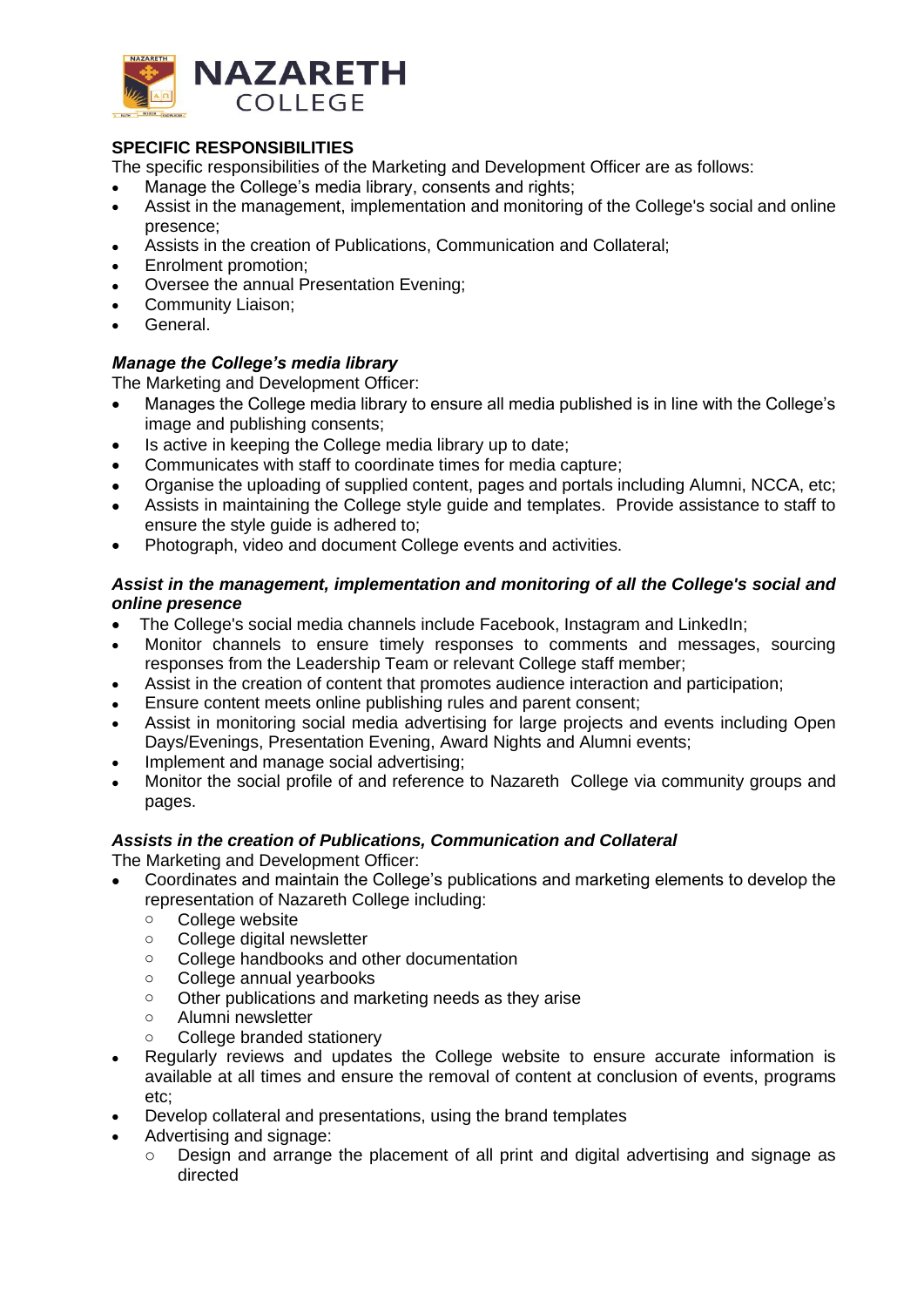## SPECIFIC RESPONSIBILITIES

The specific responsibilities of the Marketing and Development Officer are as follows:

- Manage the College's media library, consents and rights;
- Assist in the management, implementation and monitoring of the College's social and online presence;
- Assists in the creation of Publications, Communication and Collateral;
- Enrolment promotion;
- Oversee the annual Presentation Evening;
- Community Liaison;
- General.

### *Manage the College's media library*

The Marketing and Development Officer:

- Manages the College media library to ensure all media published is in line with the College's image and publishing consents;
- Is active in keeping the College media library up to date;
- Communicates with staff to coordinate times for media capture;
- Organise the uploading of supplied content, pages and portals including Alumni, NCCA, etc;
- Assists in maintaining the College style guide and templates. Provide assistance to staff to ensure the style guide is adhered to;
- Photograph, video and document College events and activities.

### *Assist in the management, implementation and monitoring of all the College's social and online presence*

- The College's social media channels include Facebook, Instagram and LinkedIn;
- Monitor channels to ensure timely responses to comments and messages, sourcing responses from the Leadership Team or relevant College staff member;
- Assist in the creation of content that promotes audience interaction and participation;
- Ensure content meets online publishing rules and parent consent;
- Assist in monitoring social media advertising for large projects and events including Open Days/Evenings, Presentation Evening, Award Nights and Alumni events;
- Implement and manage social advertising;
- Monitor the social profile of and reference to Nazareth College via community groups and pages.

### *Assists in the creation of Publications, Communication and Collateral*

The Marketing and Development Officer:

- Coordinates and maintain the College's publications and marketing elements to develop the representation of Nazareth College including:
  - College website
  - College digital newsletter
  - College handbooks and other documentation
  - College annual yearbooks
  - Other publications and marketing needs as they arise
  - Alumni newsletter
  - College branded stationery
- Regularly reviews and updates the College website to ensure accurate information is available at all times and ensure the removal of content at conclusion of events, programs etc;
- Develop collateral and presentations, using the brand templates
- Advertising and signage:
  - Design and arrange the placement of all print and digital advertising and signage as directed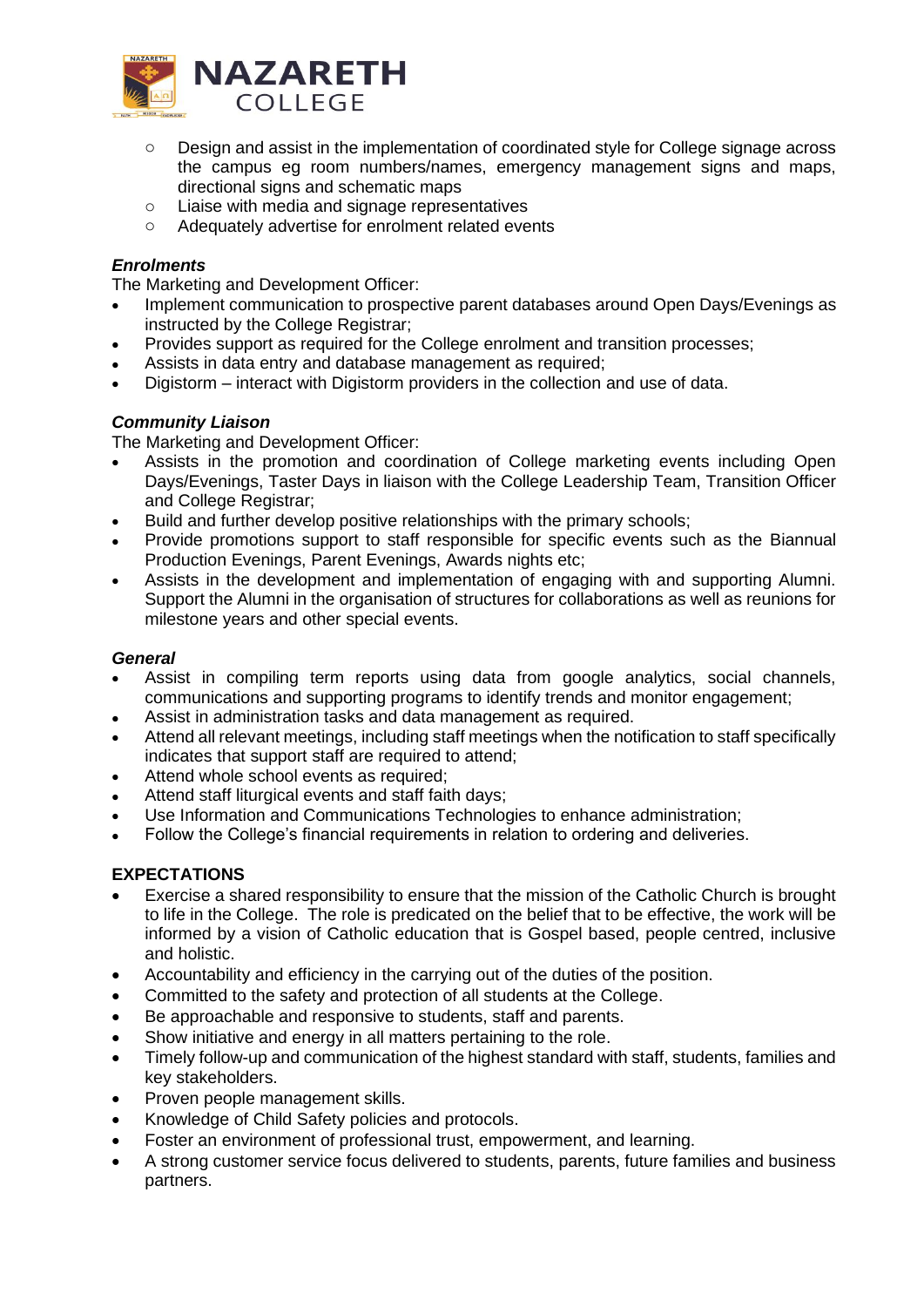- Design and assist in the implementation of coordinated style for College signage across the campus eg room numbers/names, emergency management signs and maps, directional signs and schematic maps
  - Liaise with media and signage representatives
  - Adequately advertise for enrolment related events

***Enrolments***

The Marketing and Development Officer:

- Implement communication to prospective parent databases around Open Days/Evenings as instructed by the College Registrar;
- Provides support as required for the College enrolment and transition processes;
- Assists in data entry and database management as required;
- Digistorm – interact with Digistorm providers in the collection and use of data.

***Community Liaison***

The Marketing and Development Officer:

- Assists in the promotion and coordination of College marketing events including Open Days/Evenings, Taster Days in liaison with the College Leadership Team, Transition Officer and College Registrar;
- Build and further develop positive relationships with the primary schools;
- Provide promotions support to staff responsible for specific events such as the Biannual Production Evenings, Parent Evenings, Awards nights etc;
- Assists in the development and implementation of engaging with and supporting Alumni. Support the Alumni in the organisation of structures for collaborations as well as reunions for milestone years and other special events.

***General***

- Assist in compiling term reports using data from google analytics, social channels, communications and supporting programs to identify trends and monitor engagement;
- Assist in administration tasks and data management as required.
- Attend all relevant meetings, including staff meetings when the notification to staff specifically indicates that support staff are required to attend;
- Attend whole school events as required;
- Attend staff liturgical events and staff faith days;
- Use Information and Communications Technologies to enhance administration;
- Follow the College's financial requirements in relation to ordering and deliveries.

**EXPECTATIONS**

- Exercise a shared responsibility to ensure that the mission of the Catholic Church is brought to life in the College. The role is predicated on the belief that to be effective, the work will be informed by a vision of Catholic education that is Gospel based, people centred, inclusive and holistic.
- Accountability and efficiency in the carrying out of the duties of the position.
- Committed to the safety and protection of all students at the College.
- Be approachable and responsive to students, staff and parents.
- Show initiative and energy in all matters pertaining to the role.
- Timely follow-up and communication of the highest standard with staff, students, families and key stakeholders.
- Proven people management skills.
- Knowledge of Child Safety policies and protocols.
- Foster an environment of professional trust, empowerment, and learning.
- A strong customer service focus delivered to students, parents, future families and business partners.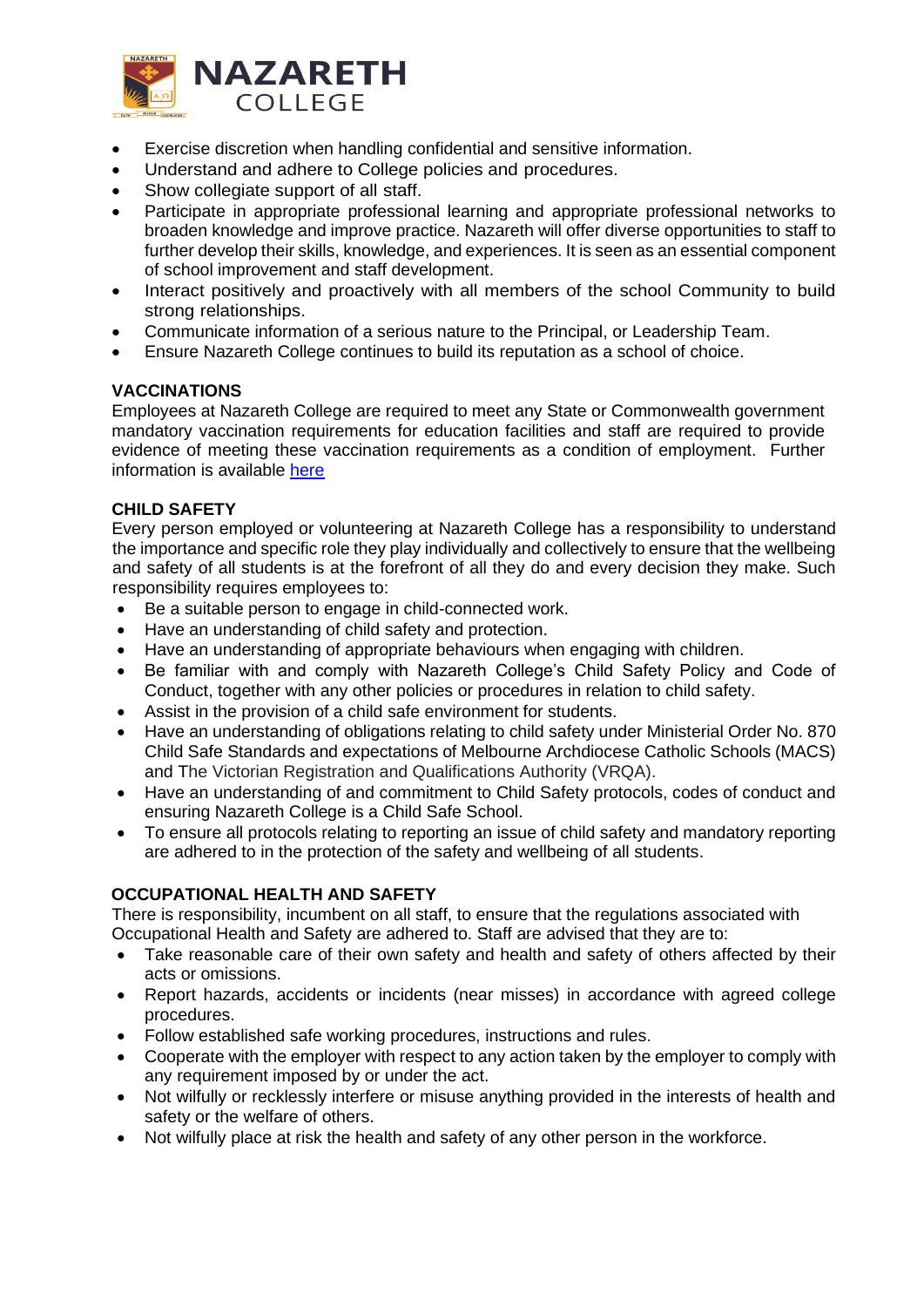- Exercise discretion when handling confidential and sensitive information.
- Understand and adhere to College policies and procedures.
- Show collegiate support of all staff.
- Participate in appropriate professional learning and appropriate professional networks to broaden knowledge and improve practice. Nazareth will offer diverse opportunities to staff to further develop their skills, knowledge, and experiences. It is seen as an essential component of school improvement and staff development.
- Interact positively and proactively with all members of the school Community to build strong relationships.
- Communicate information of a serious nature to the Principal, or Leadership Team.
- Ensure Nazareth College continues to build its reputation as a school of choice.

**VACCINATIONS**

Employees at Nazareth College are required to meet any State or Commonwealth government mandatory vaccination requirements for education facilities and staff are required to provide evidence of meeting these vaccination requirements as a condition of employment. Further information is available here

**CHILD SAFETY**

Every person employed or volunteering at Nazareth College has a responsibility to understand the importance and specific role they play individually and collectively to ensure that the wellbeing and safety of all students is at the forefront of all they do and every decision they make. Such responsibility requires employees to:

- Be a suitable person to engage in child-connected work.
- Have an understanding of child safety and protection.
- Have an understanding of appropriate behaviours when engaging with children.
- Be familiar with and comply with Nazareth College's Child Safety Policy and Code of Conduct, together with any other policies or procedures in relation to child safety.
- Assist in the provision of a child safe environment for students.
- Have an understanding of obligations relating to child safety under Ministerial Order No. 870 Child Safe Standards and expectations of Melbourne Archdiocese Catholic Schools (MACS) and The Victorian Registration and Qualifications Authority (VRQA).
- Have an understanding of and commitment to Child Safety protocols, codes of conduct and ensuring Nazareth College is a Child Safe School.
- To ensure all protocols relating to reporting an issue of child safety and mandatory reporting are adhered to in the protection of the safety and wellbeing of all students.

**OCCUPATIONAL HEALTH AND SAFETY**

There is responsibility, incumbent on all staff, to ensure that the regulations associated with Occupational Health and Safety are adhered to. Staff are advised that they are to:

- Take reasonable care of their own safety and health and safety of others affected by their acts or omissions.
- Report hazards, accidents or incidents (near misses) in accordance with agreed college procedures.
- Follow established safe working procedures, instructions and rules.
- Cooperate with the employer with respect to any action taken by the employer to comply with any requirement imposed by or under the act.
- Not wilfully or recklessly interfere or misuse anything provided in the interests of health and safety or the welfare of others.
- Not wilfully place at risk the health and safety of any other person in the workforce.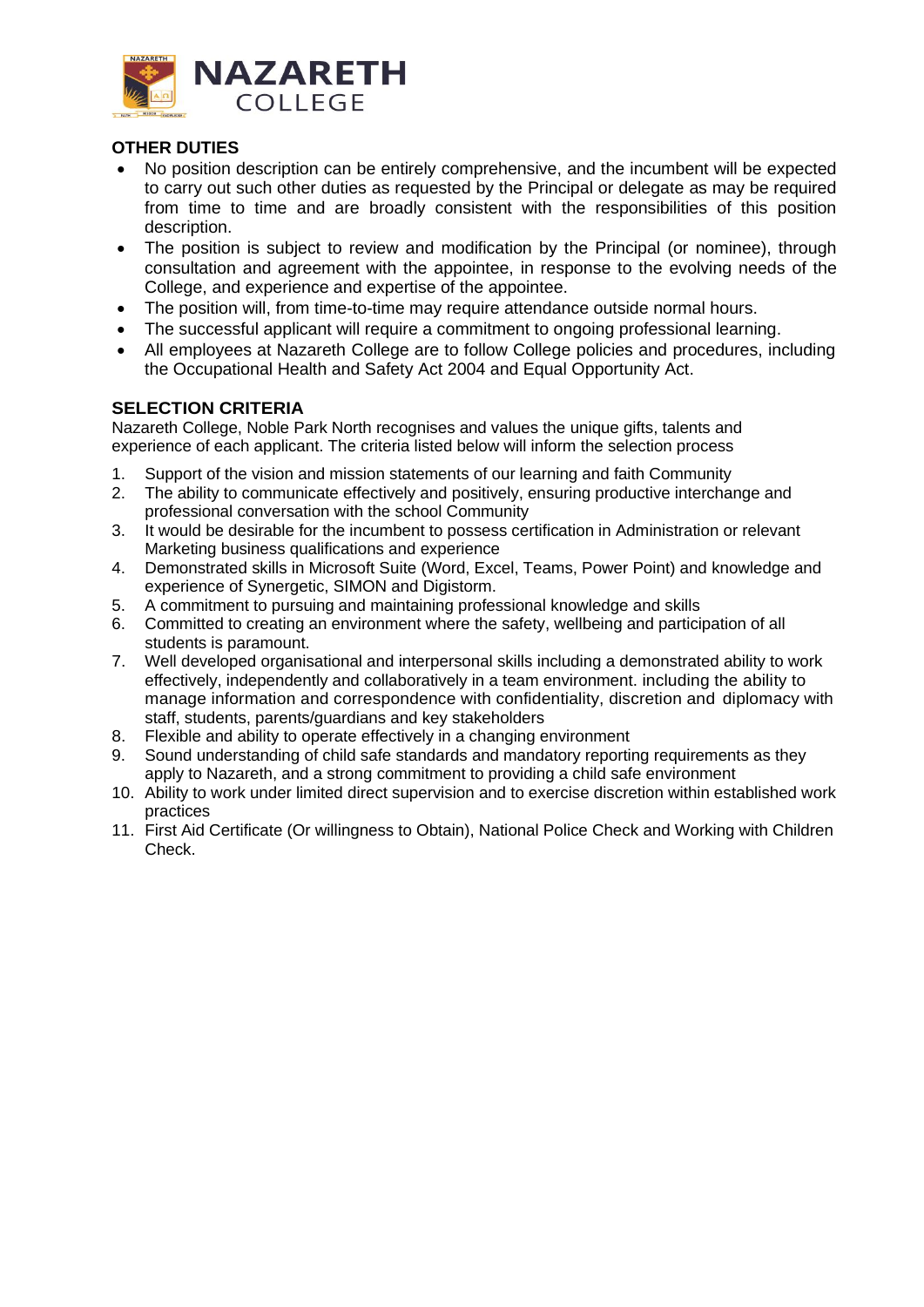## OTHER DUTIES

- No position description can be entirely comprehensive, and the incumbent will be expected to carry out such other duties as requested by the Principal or delegate as may be required from time to time and are broadly consistent with the responsibilities of this position description.
- The position is subject to review and modification by the Principal (or nominee), through consultation and agreement with the appointee, in response to the evolving needs of the College, and experience and expertise of the appointee.
- The position will, from time-to-time may require attendance outside normal hours.
- The successful applicant will require a commitment to ongoing professional learning.
- All employees at Nazareth College are to follow College policies and procedures, including the Occupational Health and Safety Act 2004 and Equal Opportunity Act.

## SELECTION CRITERIA

Nazareth College, Noble Park North recognises and values the unique gifts, talents and experience of each applicant. The criteria listed below will inform the selection process

1. Support of the vision and mission statements of our learning and faith Community
2. The ability to communicate effectively and positively, ensuring productive interchange and professional conversation with the school Community
3. It would be desirable for the incumbent to possess certification in Administration or relevant Marketing business qualifications and experience
4. Demonstrated skills in Microsoft Suite (Word, Excel, Teams, Power Point) and knowledge and experience of Synergetic, SIMON and Digistorm.
5. A commitment to pursuing and maintaining professional knowledge and skills
6. Committed to creating an environment where the safety, wellbeing and participation of all students is paramount.
7. Well developed organisational and interpersonal skills including a demonstrated ability to work effectively, independently and collaboratively in a team environment. including the ability to manage information and correspondence with confidentiality, discretion and diplomacy with staff, students, parents/guardians and key stakeholders
8. Flexible and ability to operate effectively in a changing environment
9. Sound understanding of child safe standards and mandatory reporting requirements as they apply to Nazareth, and a strong commitment to providing a child safe environment
10. Ability to work under limited direct supervision and to exercise discretion within established work practices
11. First Aid Certificate (Or willingness to Obtain), National Police Check and Working with Children Check.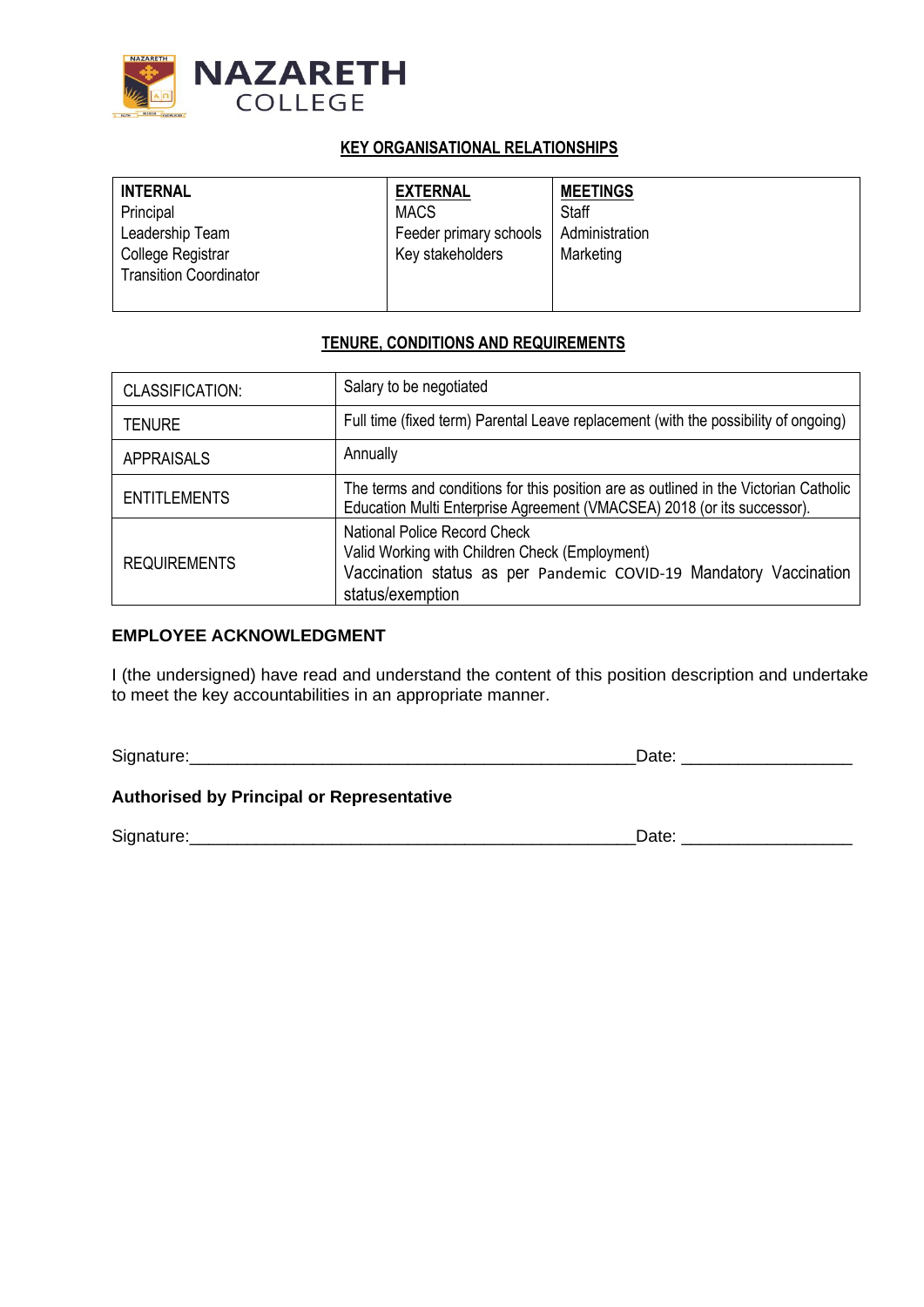NAZARETH COLLEGE

## KEY ORGANISATIONAL RELATIONSHIPS

| INTERNAL | EXTERNAL | MEETINGS |
|---|---|---|
| Principal | MACS | Staff |
| Leadership Team | Feeder primary schools | Administration |
| College Registrar | Key stakeholders | Marketing |
| Transition Coordinator | | |

## TENURE, CONDITIONS AND REQUIREMENTS

| | |
|---|---|
| CLASSIFICATION: | Salary to be negotiated |
| TENURE | Full time (fixed term) Parental Leave replacement (with the possibility of ongoing) |
| APPRAISALS | Annually |
| ENTITLEMENTS | The terms and conditions for this position are as outlined in the Victorian Catholic Education Multi Enterprise Agreement (VMACSEA) 2018 (or its successor). |
| REQUIREMENTS | National Police Record Check<br>Valid Working with Children Check (Employment)<br>Vaccination status as per Pandemic COVID-19 Mandatory Vaccination status/exemption |

**EMPLOYEE ACKNOWLEDGMENT**

I (the undersigned) have read and understand the content of this position description and undertake to meet the key accountabilities in an appropriate manner.

Signature:_______________________________________________Date: _________________

**Authorised by Principal or Representative**

Signature:_______________________________________________Date: _________________